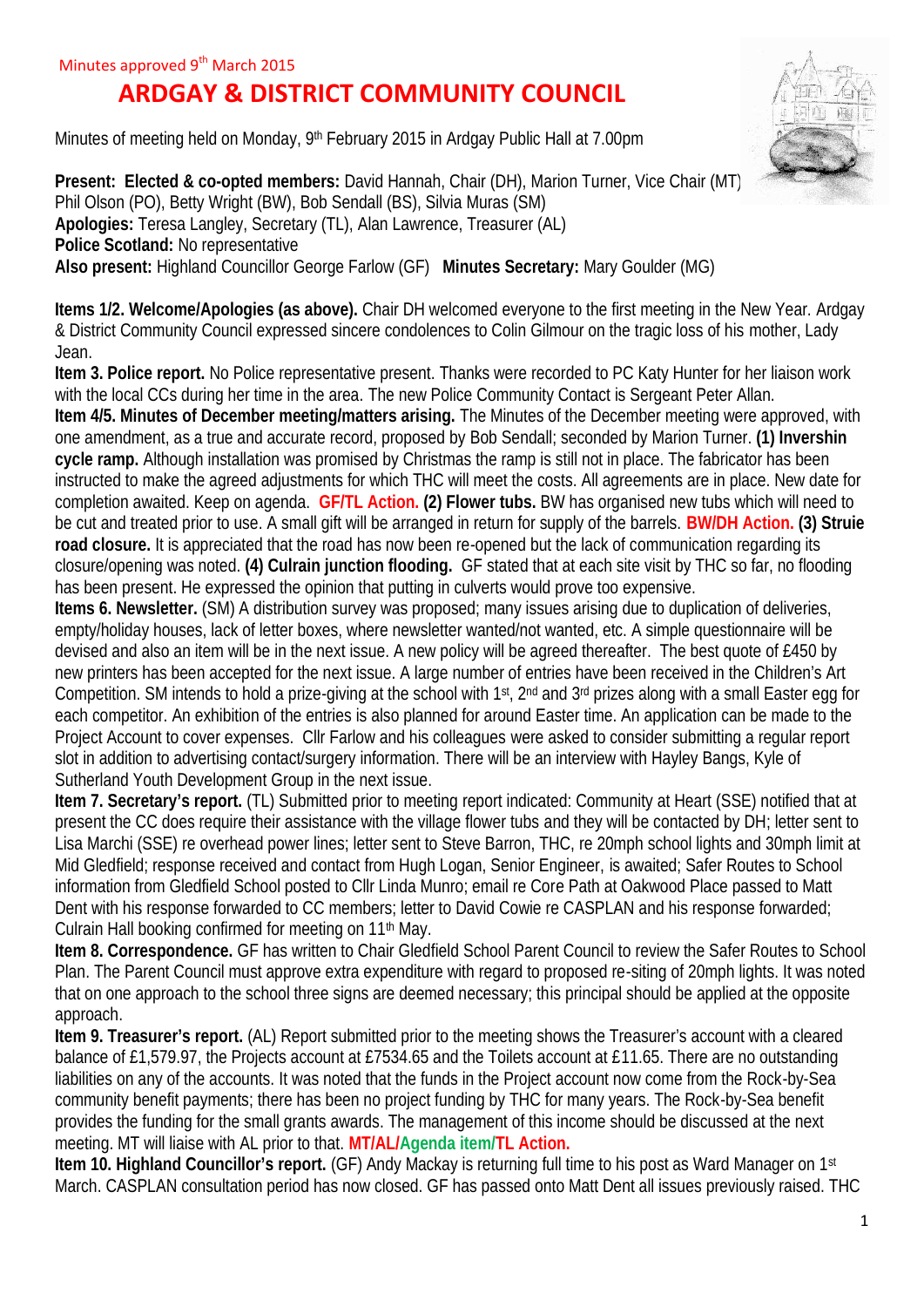Minutes approved 9th March 2015

# ARDGAY & DISTRICT COMMUNITY COUNCIL

Minutes of meeting held on Monday, 9th February 2015 in Ardgay Public Hall at 7.00pm

**Present: Elected & co-opted members:** David Hannah, Chair (DH), Marion Turner, Vice Chair (MT) Phil Olson (PO), Betty Wright (BW), Bob Sendall (BS), Silvia Muras (SM)
**Apologies:** Teresa Langley, Secretary (TL), Alan Lawrence, Treasurer (AL)
**Police Scotland:** No representative
**Also present:** Highland Councillor George Farlow (GF) **Minutes Secretary:** Mary Goulder (MG)

**Items 1/2. Welcome/Apologies (as above).** Chair DH welcomed everyone to the first meeting in the New Year. Ardgay & District Community Council expressed sincere condolences to Colin Gilmour on the tragic loss of his mother, Lady Jean.

**Item 3. Police report.** No Police representative present. Thanks were recorded to PC Katy Hunter for her liaison work with the local CCs during her time in the area. The new Police Community Contact is Sergeant Peter Allan.

**Item 4/5. Minutes of December meeting/matters arising.** The Minutes of the December meeting were approved, with one amendment, as a true and accurate record, proposed by Bob Sendall; seconded by Marion Turner. **(1) Invershin cycle ramp.** Although installation was promised by Christmas the ramp is still not in place. The fabricator has been instructed to make the agreed adjustments for which THC will meet the costs. All agreements are in place. New date for completion awaited. Keep on agenda. **GF/TL Action. (2) Flower tubs.** BW has organised new tubs which will need to be cut and treated prior to use. A small gift will be arranged in return for supply of the barrels. **BW/DH Action. (3) Struie road closure.** It is appreciated that the road has now been re-opened but the lack of communication regarding its closure/opening was noted. **(4) Culrain junction flooding.** GF stated that at each site visit by THC so far, no flooding has been present. He expressed the opinion that putting in culverts would prove too expensive.

**Items 6. Newsletter.** (SM) A distribution survey was proposed; many issues arising due to duplication of deliveries, empty/holiday houses, lack of letter boxes, where newsletter wanted/not wanted, etc. A simple questionnaire will be devised and also an item will be in the next issue. A new policy will be agreed thereafter. The best quote of £450 by new printers has been accepted for the next issue. A large number of entries have been received in the Children's Art Competition. SM intends to hold a prize-giving at the school with 1st, 2nd and 3rd prizes along with a small Easter egg for each competitor. An exhibition of the entries is also planned for around Easter time. An application can be made to the Project Account to cover expenses. Cllr Farlow and his colleagues were asked to consider submitting a regular report slot in addition to advertising contact/surgery information. There will be an interview with Hayley Bangs, Kyle of Sutherland Youth Development Group in the next issue.

**Item 7. Secretary's report.** (TL) Submitted prior to meeting report indicated: Community at Heart (SSE) notified that at present the CC does require their assistance with the village flower tubs and they will be contacted by DH; letter sent to Lisa Marchi (SSE) re overhead power lines; letter sent to Steve Barron, THC, re 20mph school lights and 30mph limit at Mid Gledfield; response received and contact from Hugh Logan, Senior Engineer, is awaited; Safer Routes to School information from Gledfield School posted to Cllr Linda Munro; email re Core Path at Oakwood Place passed to Matt Dent with his response forwarded to CC members; letter to David Cowie re CASPLAN and his response forwarded; Culrain Hall booking confirmed for meeting on 11th May.

**Item 8. Correspondence.** GF has written to Chair Gledfield School Parent Council to review the Safer Routes to School Plan. The Parent Council must approve extra expenditure with regard to proposed re-siting of 20mph lights. It was noted that on one approach to the school three signs are deemed necessary; this principal should be applied at the opposite approach.

**Item 9. Treasurer's report.** (AL) Report submitted prior to the meeting shows the Treasurer's account with a cleared balance of £1,579.97, the Projects account at £7534.65 and the Toilets account at £11.65. There are no outstanding liabilities on any of the accounts. It was noted that the funds in the Project account now come from the Rock-by-Sea community benefit payments; there has been no project funding by THC for many years. The Rock-by-Sea benefit provides the funding for the small grants awards. The management of this income should be discussed at the next meeting. MT will liaise with AL prior to that. **MT/AL/Agenda item/TL Action.**

**Item 10. Highland Councillor's report.** (GF) Andy Mackay is returning full time to his post as Ward Manager on 1st March. CASPLAN consultation period has now closed. GF has passed onto Matt Dent all issues previously raised. THC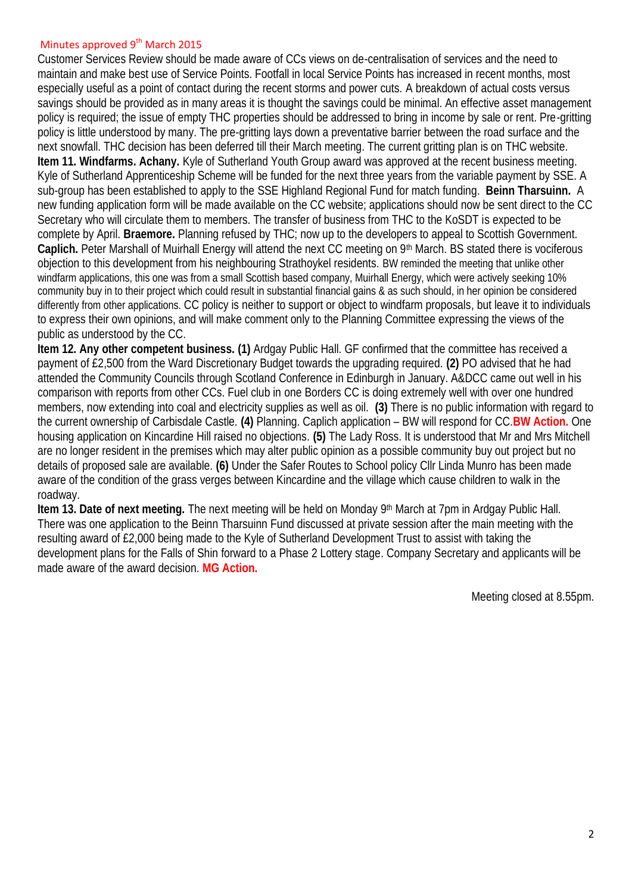Minutes approved 9th March 2015

Customer Services Review should be made aware of CCs views on de-centralisation of services and the need to maintain and make best use of Service Points. Footfall in local Service Points has increased in recent months, most especially useful as a point of contact during the recent storms and power cuts. A breakdown of actual costs versus savings should be provided as in many areas it is thought the savings could be minimal. An effective asset management policy is required; the issue of empty THC properties should be addressed to bring in income by sale or rent. Pre-gritting policy is little understood by many. The pre-gritting lays down a preventative barrier between the road surface and the next snowfall. THC decision has been deferred till their March meeting. The current gritting plan is on THC website.

**Item 11. Windfarms. Achany.** Kyle of Sutherland Youth Group award was approved at the recent business meeting. Kyle of Sutherland Apprenticeship Scheme will be funded for the next three years from the variable payment by SSE. A sub-group has been established to apply to the SSE Highland Regional Fund for match funding. **Beinn Tharsuinn.** A new funding application form will be made available on the CC website; applications should now be sent direct to the CC Secretary who will circulate them to members. The transfer of business from THC to the KoSDT is expected to be complete by April. **Braemore.** Planning refused by THC; now up to the developers to appeal to Scottish Government. **Caplich.** Peter Marshall of Muirhall Energy will attend the next CC meeting on 9th March. BS stated there is vociferous objection to this development from his neighbouring Strathoykel residents. BW reminded the meeting that unlike other windfarm applications, this one was from a small Scottish based company, Muirhall Energy, which were actively seeking 10% community buy in to their project which could result in substantial financial gains & as such should, in her opinion be considered differently from other applications. CC policy is neither to support or object to windfarm proposals, but leave it to individuals to express their own opinions, and will make comment only to the Planning Committee expressing the views of the public as understood by the CC.

**Item 12. Any other competent business. (1)** Ardgay Public Hall. GF confirmed that the committee has received a payment of £2,500 from the Ward Discretionary Budget towards the upgrading required. **(2)** PO advised that he had attended the Community Councils through Scotland Conference in Edinburgh in January. A&DCC came out well in his comparison with reports from other CCs. Fuel club in one Borders CC is doing extremely well with over one hundred members, now extending into coal and electricity supplies as well as oil. **(3)** There is no public information with regard to the current ownership of Carbisdale Castle. **(4)** Planning. Caplich application – BW will respond for CC.**BW Action.** One housing application on Kincardine Hill raised no objections. **(5)** The Lady Ross. It is understood that Mr and Mrs Mitchell are no longer resident in the premises which may alter public opinion as a possible community buy out project but no details of proposed sale are available. **(6)** Under the Safer Routes to School policy Cllr Linda Munro has been made aware of the condition of the grass verges between Kincardine and the village which cause children to walk in the roadway.

**Item 13. Date of next meeting.** The next meeting will be held on Monday 9th March at 7pm in Ardgay Public Hall. There was one application to the Beinn Tharsuinn Fund discussed at private session after the main meeting with the resulting award of £2,000 being made to the Kyle of Sutherland Development Trust to assist with taking the development plans for the Falls of Shin forward to a Phase 2 Lottery stage. Company Secretary and applicants will be made aware of the award decision. **MG Action.**

Meeting closed at 8.55pm.